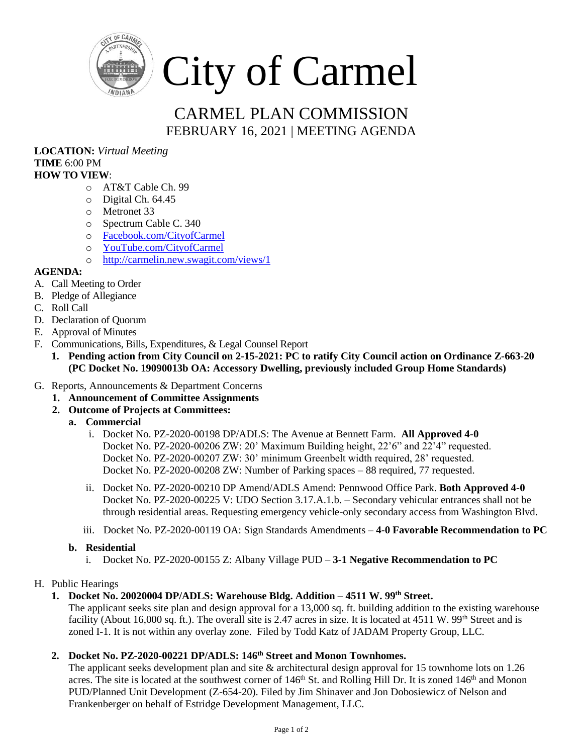# City of Carmel

## CARMEL PLAN COMMISSION

FEBRUARY 16, 2021 | MEETING AGENDA

**LOCATION:** *Virtual Meeting*
**TIME** 6:00 PM
**HOW TO VIEW**:

- AT&T Cable Ch. 99
- Digital Ch. 64.45
- Metronet 33
- Spectrum Cable C. 340
- Facebook.com/CityofCarmel
- YouTube.com/CityofCarmel
- http://carmelin.new.swagit.com/views/1

**AGENDA:**

A. Call Meeting to Order
B. Pledge of Allegiance
C. Roll Call
D. Declaration of Quorum
E. Approval of Minutes
F. Communications, Bills, Expenditures, & Legal Counsel Report
   1. **Pending action from City Council on 2-15-2021: PC to ratify City Council action on Ordinance Z-663-20 (PC Docket No. 19090013b OA: Accessory Dwelling, previously included Group Home Standards)**

G. Reports, Announcements & Department Concerns
   1. **Announcement of Committee Assignments**
   2. **Outcome of Projects at Committees:**
      a. **Commercial**
         i. Docket No. PZ-2020-00198 DP/ADLS: The Avenue at Bennett Farm. **All Approved 4-0**
         Docket No. PZ-2020-00206 ZW: 20' Maximum Building height, 22'6" and 22'4" requested.
         Docket No. PZ-2020-00207 ZW: 30' minimum Greenbelt width required, 28' requested.
         Docket No. PZ-2020-00208 ZW: Number of Parking spaces – 88 required, 77 requested.

         ii. Docket No. PZ-2020-00210 DP Amend/ADLS Amend: Pennwood Office Park. **Both Approved 4-0**
         Docket No. PZ-2020-00225 V: UDO Section 3.17.A.1.b. – Secondary vehicular entrances shall not be through residential areas. Requesting emergency vehicle-only secondary access from Washington Blvd.

         iii. Docket No. PZ-2020-00119 OA: Sign Standards Amendments – **4-0 Favorable Recommendation to PC**

      b. **Residential**
         i. Docket No. PZ-2020-00155 Z: Albany Village PUD – **3-1 Negative Recommendation to PC**

H. Public Hearings
   1. **Docket No. 20020004 DP/ADLS: Warehouse Bldg. Addition – 4511 W. 99th Street.**
   The applicant seeks site plan and design approval for a 13,000 sq. ft. building addition to the existing warehouse facility (About 16,000 sq. ft.). The overall site is 2.47 acres in size. It is located at 4511 W. 99th Street and is zoned I-1. It is not within any overlay zone. Filed by Todd Katz of JADAM Property Group, LLC.

   2. **Docket No. PZ-2020-00221 DP/ADLS: 146th Street and Monon Townhomes.**
   The applicant seeks development plan and site & architectural design approval for 15 townhome lots on 1.26 acres. The site is located at the southwest corner of 146th St. and Rolling Hill Dr. It is zoned 146th and Monon PUD/Planned Unit Development (Z-654-20). Filed by Jim Shinaver and Jon Dobosiewicz of Nelson and Frankenberger on behalf of Estridge Development Management, LLC.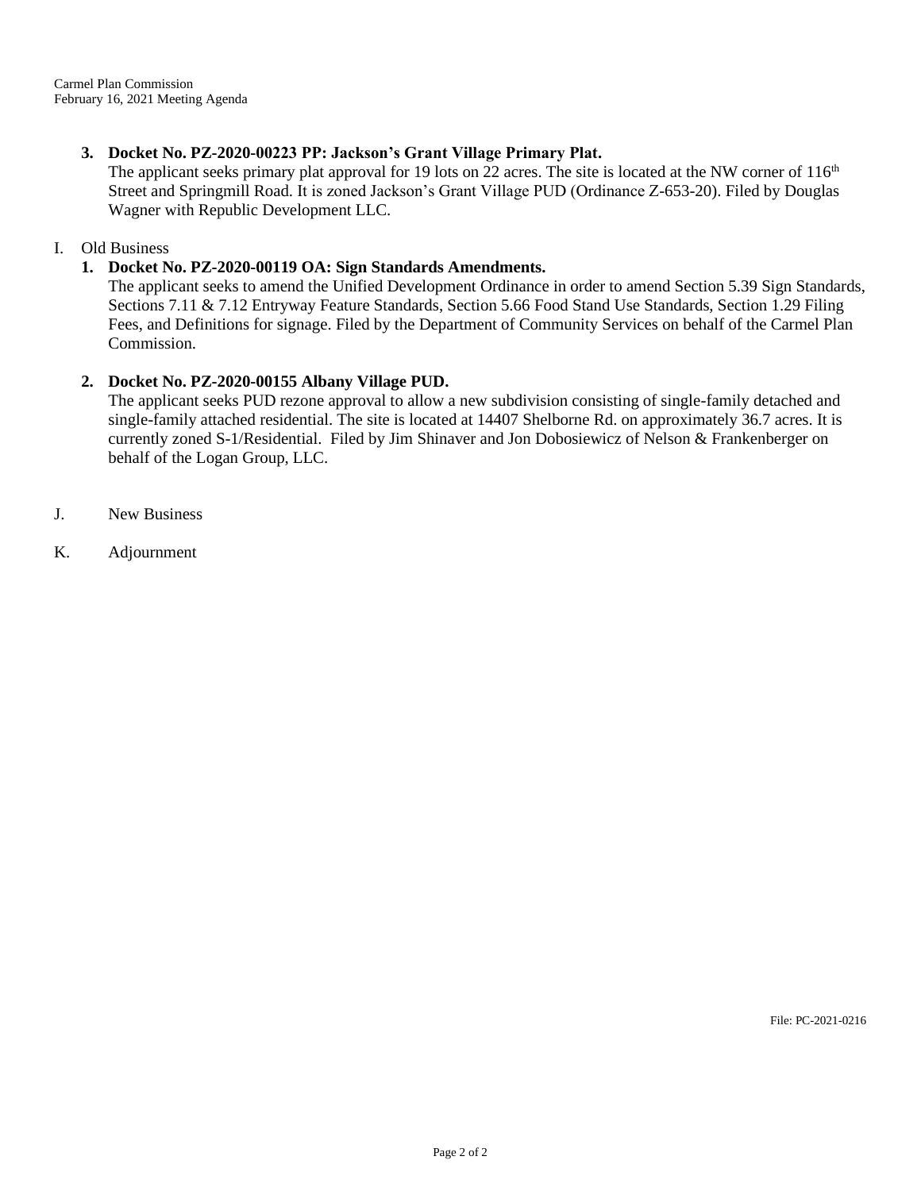3. **Docket No. PZ-2020-00223 PP: Jackson's Grant Village Primary Plat.**
   The applicant seeks primary plat approval for 19 lots on 22 acres. The site is located at the NW corner of 116th Street and Springmill Road. It is zoned Jackson's Grant Village PUD (Ordinance Z-653-20). Filed by Douglas Wagner with Republic Development LLC.

I. Old Business

1. **Docket No. PZ-2020-00119 OA: Sign Standards Amendments.**
   The applicant seeks to amend the Unified Development Ordinance in order to amend Section 5.39 Sign Standards, Sections 7.11 & 7.12 Entryway Feature Standards, Section 5.66 Food Stand Use Standards, Section 1.29 Filing Fees, and Definitions for signage. Filed by the Department of Community Services on behalf of the Carmel Plan Commission.

2. **Docket No. PZ-2020-00155 Albany Village PUD.**
   The applicant seeks PUD rezone approval to allow a new subdivision consisting of single-family detached and single-family attached residential. The site is located at 14407 Shelborne Rd. on approximately 36.7 acres. It is currently zoned S-1/Residential. Filed by Jim Shinaver and Jon Dobosiewicz of Nelson & Frankenberger on behalf of the Logan Group, LLC.

J. New Business

K. Adjournment

File: PC-2021-0216